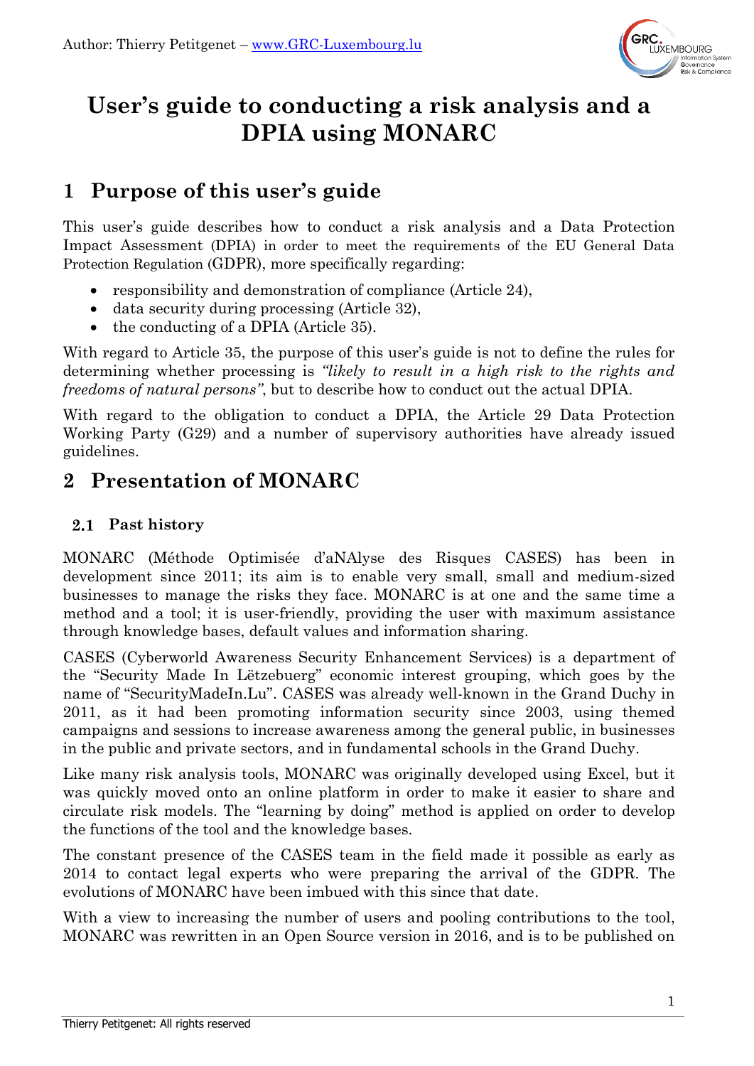# User's guide to conducting a risk analysis and a DPIA using MONARC

## 1 Purpose of this user's guide

This user's guide describes how to conduct a risk analysis and a Data Protection Impact Assessment (DPIA) in order to meet the requirements of the EU General Data Protection Regulation (GDPR), more specifically regarding:

- responsibility and demonstration of compliance (Article 24),
- data security during processing (Article 32),
- the conducting of a DPIA (Article 35).

With regard to Article 35, the purpose of this user's guide is not to define the rules for determining whether processing is *"likely to result in a high risk to the rights and freedoms of natural persons"*, but to describe how to conduct out the actual DPIA.

With regard to the obligation to conduct a DPIA, the Article 29 Data Protection Working Party (G29) and a number of supervisory authorities have already issued guidelines.

## 2 Presentation of MONARC

### 2.1 Past history

MONARC (Méthode Optimisée d'aNAlyse des Risques CASES) has been in development since 2011; its aim is to enable very small, small and medium-sized businesses to manage the risks they face. MONARC is at one and the same time a method and a tool; it is user-friendly, providing the user with maximum assistance through knowledge bases, default values and information sharing.

CASES (Cyberworld Awareness Security Enhancement Services) is a department of the "Security Made In Lëtzebuerg" economic interest grouping, which goes by the name of "SecurityMadeIn.Lu". CASES was already well-known in the Grand Duchy in 2011, as it had been promoting information security since 2003, using themed campaigns and sessions to increase awareness among the general public, in businesses in the public and private sectors, and in fundamental schools in the Grand Duchy.

Like many risk analysis tools, MONARC was originally developed using Excel, but it was quickly moved onto an online platform in order to make it easier to share and circulate risk models. The "learning by doing" method is applied on order to develop the functions of the tool and the knowledge bases.

The constant presence of the CASES team in the field made it possible as early as 2014 to contact legal experts who were preparing the arrival of the GDPR. The evolutions of MONARC have been imbued with this since that date.

With a view to increasing the number of users and pooling contributions to the tool, MONARC was rewritten in an Open Source version in 2016, and is to be published on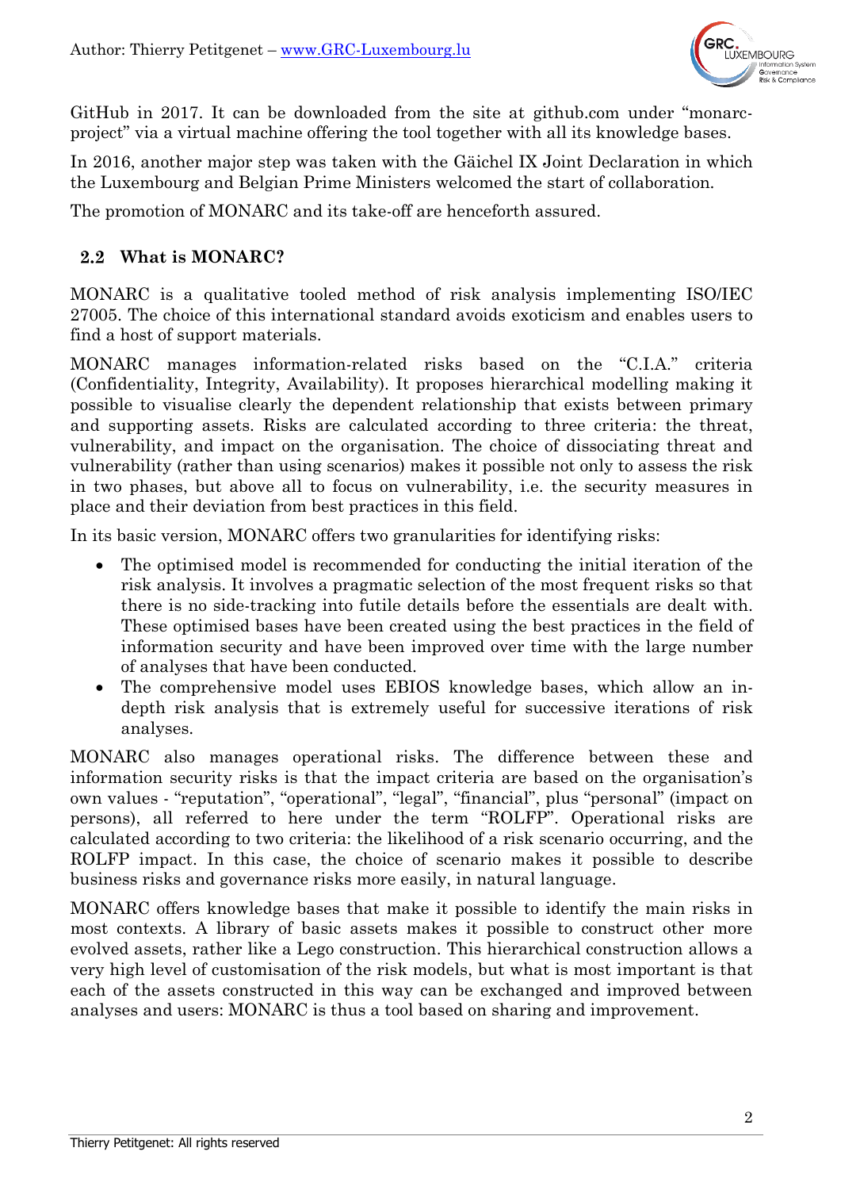GitHub in 2017. It can be downloaded from the site at github.com under "monarc-project" via a virtual machine offering the tool together with all its knowledge bases.

In 2016, another major step was taken with the Gäichel IX Joint Declaration in which the Luxembourg and Belgian Prime Ministers welcomed the start of collaboration.

The promotion of MONARC and its take-off are henceforth assured.

## 2.2 What is MONARC?

MONARC is a qualitative tooled method of risk analysis implementing ISO/IEC 27005. The choice of this international standard avoids exoticism and enables users to find a host of support materials.

MONARC manages information-related risks based on the "C.I.A." criteria (Confidentiality, Integrity, Availability). It proposes hierarchical modelling making it possible to visualise clearly the dependent relationship that exists between primary and supporting assets. Risks are calculated according to three criteria: the threat, vulnerability, and impact on the organisation. The choice of dissociating threat and vulnerability (rather than using scenarios) makes it possible not only to assess the risk in two phases, but above all to focus on vulnerability, i.e. the security measures in place and their deviation from best practices in this field.

In its basic version, MONARC offers two granularities for identifying risks:

- The optimised model is recommended for conducting the initial iteration of the risk analysis. It involves a pragmatic selection of the most frequent risks so that there is no side-tracking into futile details before the essentials are dealt with. These optimised bases have been created using the best practices in the field of information security and have been improved over time with the large number of analyses that have been conducted.
- The comprehensive model uses EBIOS knowledge bases, which allow an in-depth risk analysis that is extremely useful for successive iterations of risk analyses.

MONARC also manages operational risks. The difference between these and information security risks is that the impact criteria are based on the organisation's own values - "reputation", "operational", "legal", "financial", plus "personal" (impact on persons), all referred to here under the term "ROLFP". Operational risks are calculated according to two criteria: the likelihood of a risk scenario occurring, and the ROLFP impact. In this case, the choice of scenario makes it possible to describe business risks and governance risks more easily, in natural language.

MONARC offers knowledge bases that make it possible to identify the main risks in most contexts. A library of basic assets makes it possible to construct other more evolved assets, rather like a Lego construction. This hierarchical construction allows a very high level of customisation of the risk models, but what is most important is that each of the assets constructed in this way can be exchanged and improved between analyses and users: MONARC is thus a tool based on sharing and improvement.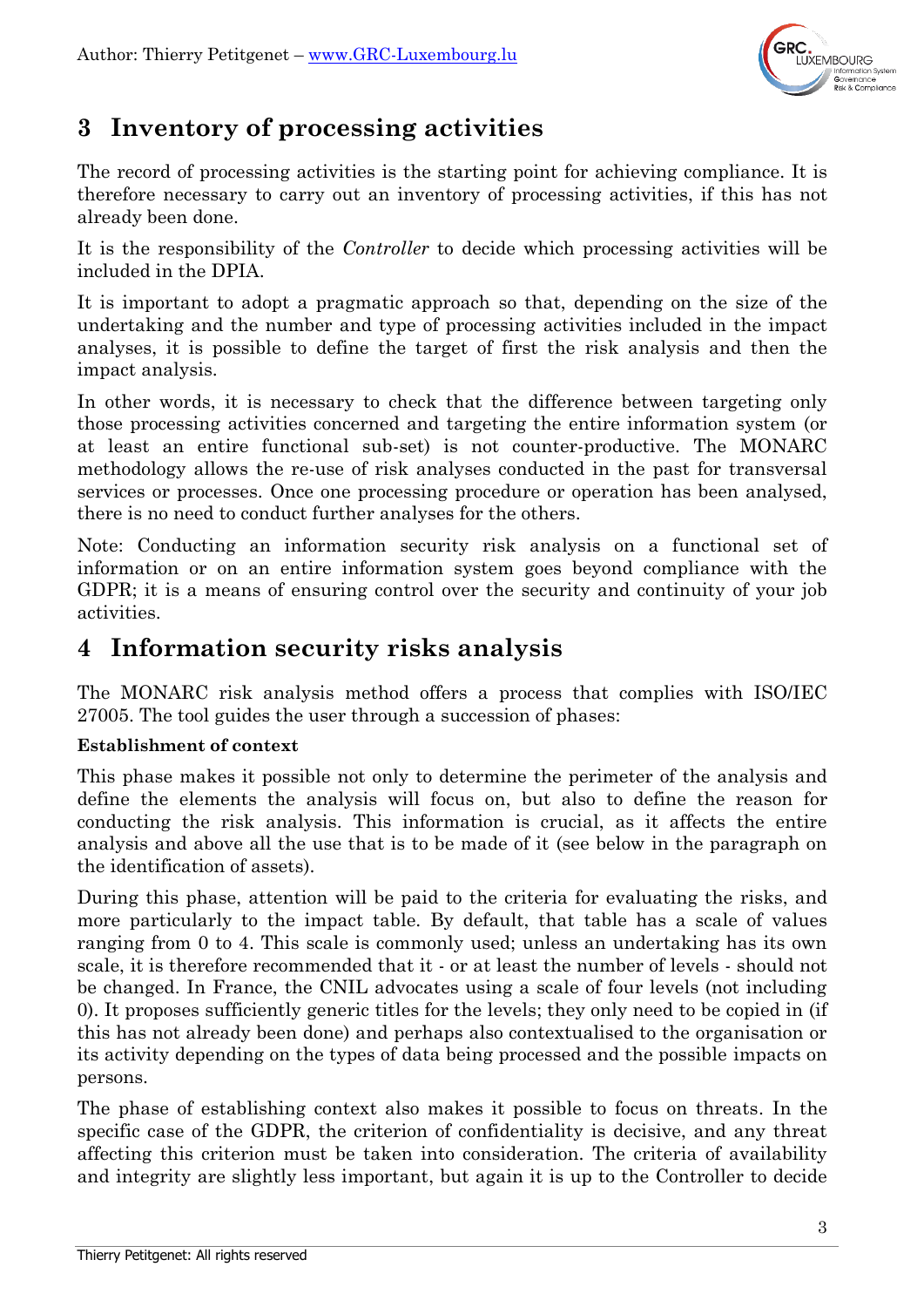# 3 Inventory of processing activities

The record of processing activities is the starting point for achieving compliance. It is therefore necessary to carry out an inventory of processing activities, if this has not already been done.

It is the responsibility of the *Controller* to decide which processing activities will be included in the DPIA.

It is important to adopt a pragmatic approach so that, depending on the size of the undertaking and the number and type of processing activities included in the impact analyses, it is possible to define the target of first the risk analysis and then the impact analysis.

In other words, it is necessary to check that the difference between targeting only those processing activities concerned and targeting the entire information system (or at least an entire functional sub-set) is not counter-productive. The MONARC methodology allows the re-use of risk analyses conducted in the past for transversal services or processes. Once one processing procedure or operation has been analysed, there is no need to conduct further analyses for the others.

Note: Conducting an information security risk analysis on a functional set of information or on an entire information system goes beyond compliance with the GDPR; it is a means of ensuring control over the security and continuity of your job activities.

# 4 Information security risks analysis

The MONARC risk analysis method offers a process that complies with ISO/IEC 27005. The tool guides the user through a succession of phases:

**Establishment of context**

This phase makes it possible not only to determine the perimeter of the analysis and define the elements the analysis will focus on, but also to define the reason for conducting the risk analysis. This information is crucial, as it affects the entire analysis and above all the use that is to be made of it (see below in the paragraph on the identification of assets).

During this phase, attention will be paid to the criteria for evaluating the risks, and more particularly to the impact table. By default, that table has a scale of values ranging from 0 to 4. This scale is commonly used; unless an undertaking has its own scale, it is therefore recommended that it - or at least the number of levels - should not be changed. In France, the CNIL advocates using a scale of four levels (not including 0). It proposes sufficiently generic titles for the levels; they only need to be copied in (if this has not already been done) and perhaps also contextualised to the organisation or its activity depending on the types of data being processed and the possible impacts on persons.

The phase of establishing context also makes it possible to focus on threats. In the specific case of the GDPR, the criterion of confidentiality is decisive, and any threat affecting this criterion must be taken into consideration. The criteria of availability and integrity are slightly less important, but again it is up to the Controller to decide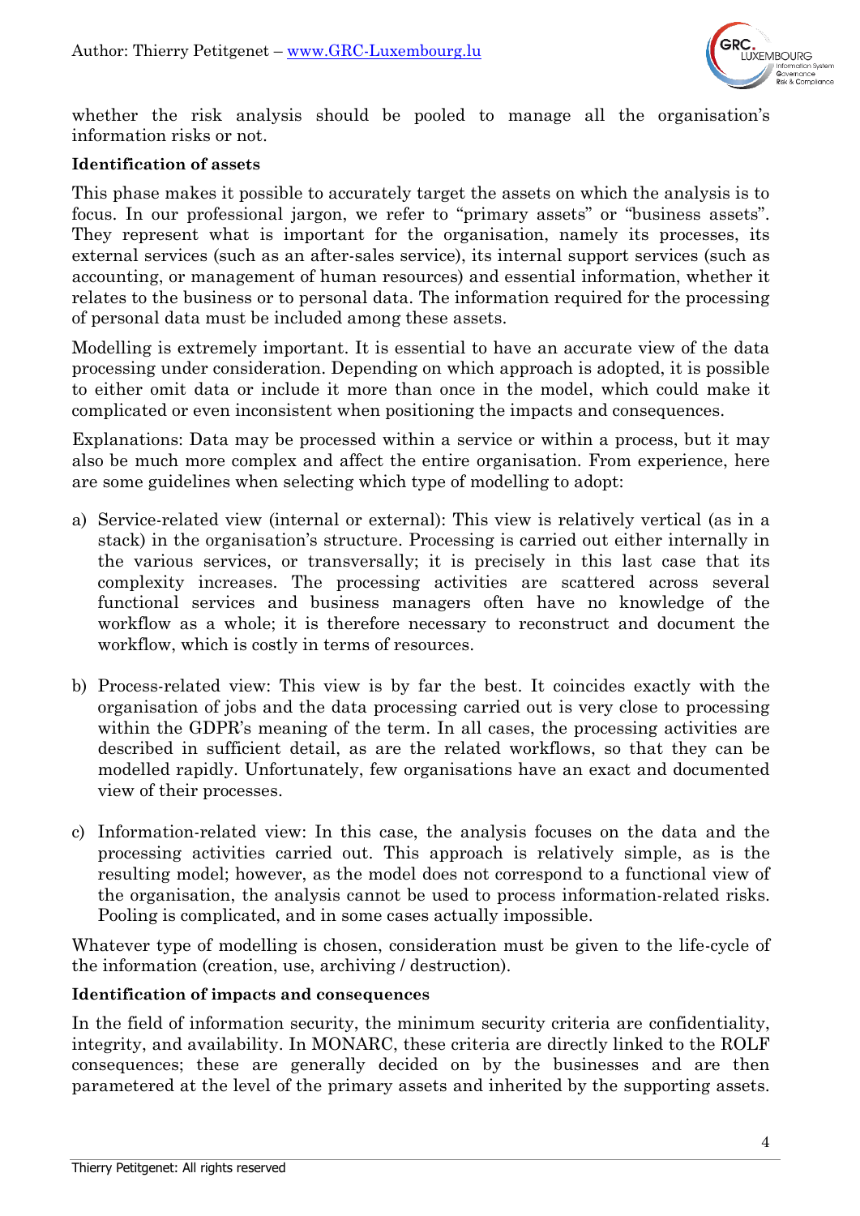whether the risk analysis should be pooled to manage all the organisation's information risks or not.

**Identification of assets**

This phase makes it possible to accurately target the assets on which the analysis is to focus. In our professional jargon, we refer to "primary assets" or "business assets". They represent what is important for the organisation, namely its processes, its external services (such as an after-sales service), its internal support services (such as accounting, or management of human resources) and essential information, whether it relates to the business or to personal data. The information required for the processing of personal data must be included among these assets.

Modelling is extremely important. It is essential to have an accurate view of the data processing under consideration. Depending on which approach is adopted, it is possible to either omit data or include it more than once in the model, which could make it complicated or even inconsistent when positioning the impacts and consequences.

Explanations: Data may be processed within a service or within a process, but it may also be much more complex and affect the entire organisation. From experience, here are some guidelines when selecting which type of modelling to adopt:

a) Service-related view (internal or external): This view is relatively vertical (as in a stack) in the organisation's structure. Processing is carried out either internally in the various services, or transversally; it is precisely in this last case that its complexity increases. The processing activities are scattered across several functional services and business managers often have no knowledge of the workflow as a whole; it is therefore necessary to reconstruct and document the workflow, which is costly in terms of resources.

b) Process-related view: This view is by far the best. It coincides exactly with the organisation of jobs and the data processing carried out is very close to processing within the GDPR's meaning of the term. In all cases, the processing activities are described in sufficient detail, as are the related workflows, so that they can be modelled rapidly. Unfortunately, few organisations have an exact and documented view of their processes.

c) Information-related view: In this case, the analysis focuses on the data and the processing activities carried out. This approach is relatively simple, as is the resulting model; however, as the model does not correspond to a functional view of the organisation, the analysis cannot be used to process information-related risks. Pooling is complicated, and in some cases actually impossible.

Whatever type of modelling is chosen, consideration must be given to the life-cycle of the information (creation, use, archiving / destruction).

**Identification of impacts and consequences**

In the field of information security, the minimum security criteria are confidentiality, integrity, and availability. In MONARC, these criteria are directly linked to the ROLF consequences; these are generally decided on by the businesses and are then parametered at the level of the primary assets and inherited by the supporting assets.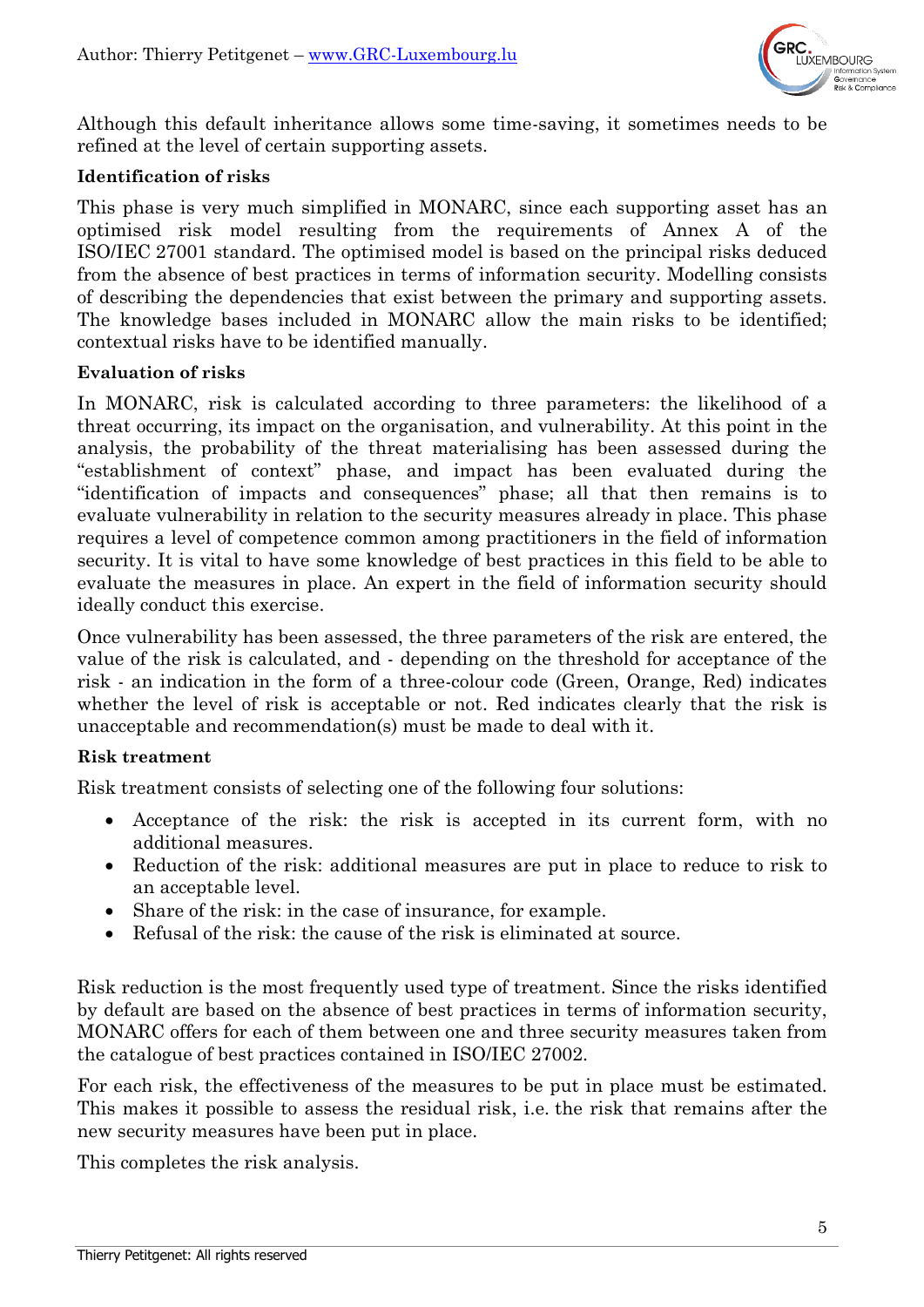Although this default inheritance allows some time-saving, it sometimes needs to be refined at the level of certain supporting assets.

**Identification of risks**

This phase is very much simplified in MONARC, since each supporting asset has an optimised risk model resulting from the requirements of Annex A of the ISO/IEC 27001 standard. The optimised model is based on the principal risks deduced from the absence of best practices in terms of information security. Modelling consists of describing the dependencies that exist between the primary and supporting assets. The knowledge bases included in MONARC allow the main risks to be identified; contextual risks have to be identified manually.

**Evaluation of risks**

In MONARC, risk is calculated according to three parameters: the likelihood of a threat occurring, its impact on the organisation, and vulnerability. At this point in the analysis, the probability of the threat materialising has been assessed during the "establishment of context" phase, and impact has been evaluated during the "identification of impacts and consequences" phase; all that then remains is to evaluate vulnerability in relation to the security measures already in place. This phase requires a level of competence common among practitioners in the field of information security. It is vital to have some knowledge of best practices in this field to be able to evaluate the measures in place. An expert in the field of information security should ideally conduct this exercise.

Once vulnerability has been assessed, the three parameters of the risk are entered, the value of the risk is calculated, and - depending on the threshold for acceptance of the risk - an indication in the form of a three-colour code (Green, Orange, Red) indicates whether the level of risk is acceptable or not. Red indicates clearly that the risk is unacceptable and recommendation(s) must be made to deal with it.

**Risk treatment**

Risk treatment consists of selecting one of the following four solutions:

- Acceptance of the risk: the risk is accepted in its current form, with no additional measures.
- Reduction of the risk: additional measures are put in place to reduce to risk to an acceptable level.
- Share of the risk: in the case of insurance, for example.
- Refusal of the risk: the cause of the risk is eliminated at source.

Risk reduction is the most frequently used type of treatment. Since the risks identified by default are based on the absence of best practices in terms of information security, MONARC offers for each of them between one and three security measures taken from the catalogue of best practices contained in ISO/IEC 27002.

For each risk, the effectiveness of the measures to be put in place must be estimated. This makes it possible to assess the residual risk, i.e. the risk that remains after the new security measures have been put in place.

This completes the risk analysis.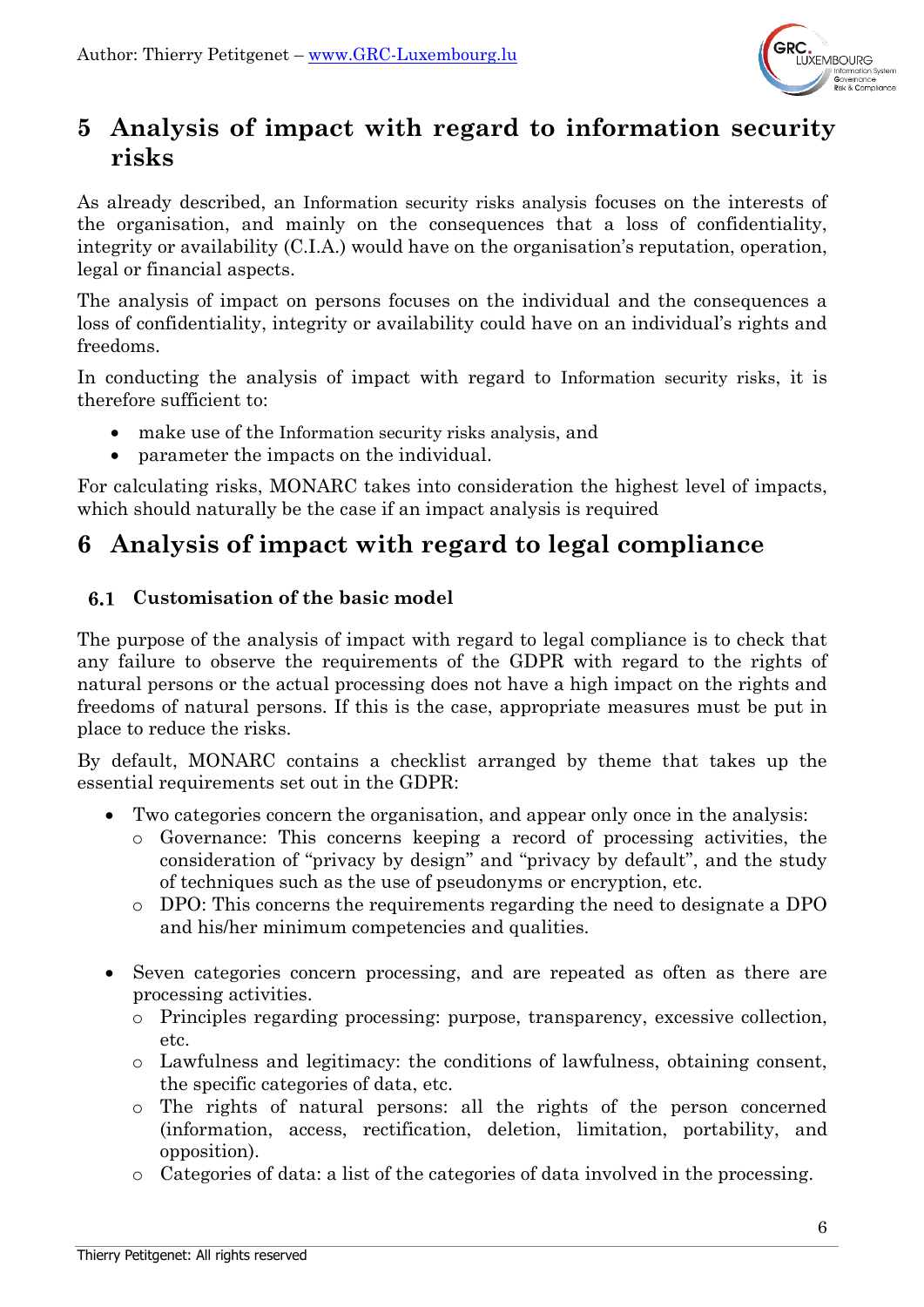# 5 Analysis of impact with regard to information security risks

As already described, an Information security risks analysis focuses on the interests of the organisation, and mainly on the consequences that a loss of confidentiality, integrity or availability (C.I.A.) would have on the organisation's reputation, operation, legal or financial aspects.

The analysis of impact on persons focuses on the individual and the consequences a loss of confidentiality, integrity or availability could have on an individual's rights and freedoms.

In conducting the analysis of impact with regard to Information security risks, it is therefore sufficient to:

- make use of the Information security risks analysis, and
- parameter the impacts on the individual.

For calculating risks, MONARC takes into consideration the highest level of impacts, which should naturally be the case if an impact analysis is required

# 6 Analysis of impact with regard to legal compliance

## 6.1 Customisation of the basic model

The purpose of the analysis of impact with regard to legal compliance is to check that any failure to observe the requirements of the GDPR with regard to the rights of natural persons or the actual processing does not have a high impact on the rights and freedoms of natural persons. If this is the case, appropriate measures must be put in place to reduce the risks.

By default, MONARC contains a checklist arranged by theme that takes up the essential requirements set out in the GDPR:

- Two categories concern the organisation, and appear only once in the analysis:
  - Governance: This concerns keeping a record of processing activities, the consideration of "privacy by design" and "privacy by default", and the study of techniques such as the use of pseudonyms or encryption, etc.
  - DPO: This concerns the requirements regarding the need to designate a DPO and his/her minimum competencies and qualities.

- Seven categories concern processing, and are repeated as often as there are processing activities.
  - Principles regarding processing: purpose, transparency, excessive collection, etc.
  - Lawfulness and legitimacy: the conditions of lawfulness, obtaining consent, the specific categories of data, etc.
  - The rights of natural persons: all the rights of the person concerned (information, access, rectification, deletion, limitation, portability, and opposition).
  - Categories of data: a list of the categories of data involved in the processing.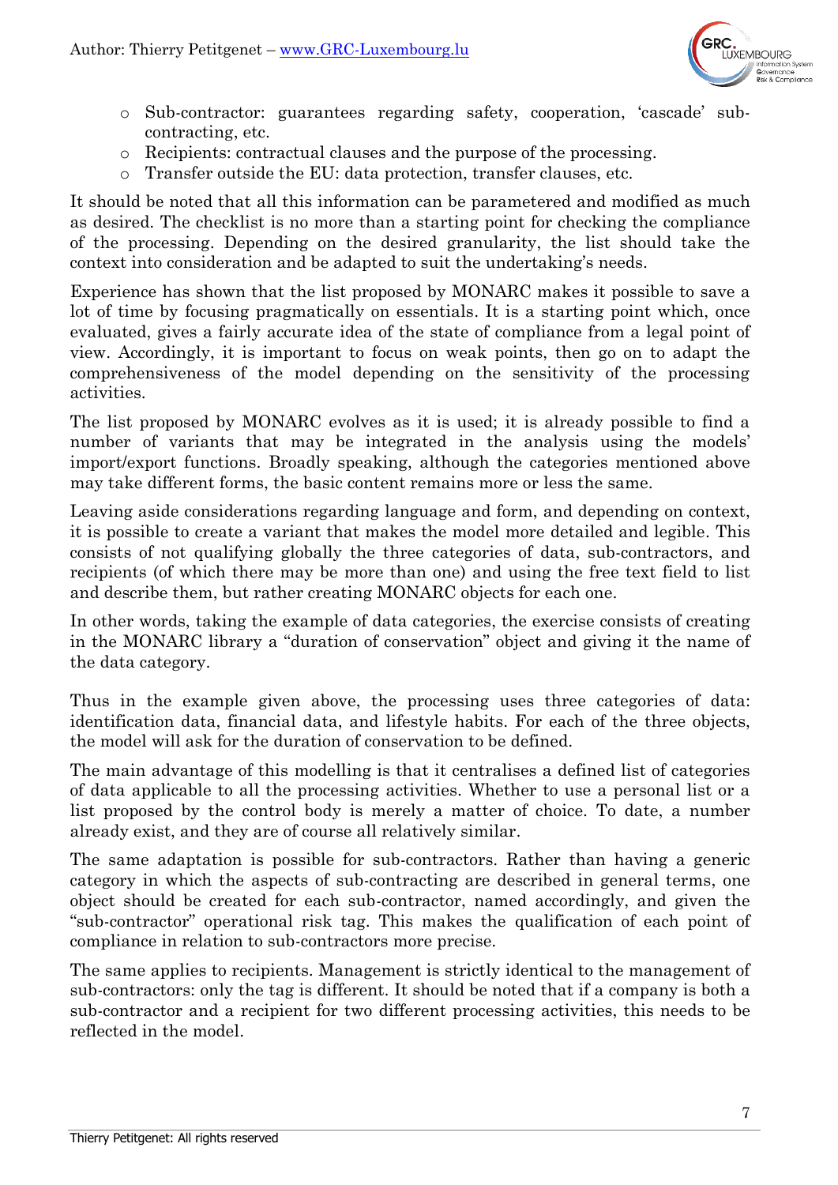- Sub-contractor: guarantees regarding safety, cooperation, 'cascade' sub-contracting, etc.
- Recipients: contractual clauses and the purpose of the processing.
- Transfer outside the EU: data protection, transfer clauses, etc.

It should be noted that all this information can be parametered and modified as much as desired. The checklist is no more than a starting point for checking the compliance of the processing. Depending on the desired granularity, the list should take the context into consideration and be adapted to suit the undertaking's needs.

Experience has shown that the list proposed by MONARC makes it possible to save a lot of time by focusing pragmatically on essentials. It is a starting point which, once evaluated, gives a fairly accurate idea of the state of compliance from a legal point of view. Accordingly, it is important to focus on weak points, then go on to adapt the comprehensiveness of the model depending on the sensitivity of the processing activities.

The list proposed by MONARC evolves as it is used; it is already possible to find a number of variants that may be integrated in the analysis using the models' import/export functions. Broadly speaking, although the categories mentioned above may take different forms, the basic content remains more or less the same.

Leaving aside considerations regarding language and form, and depending on context, it is possible to create a variant that makes the model more detailed and legible. This consists of not qualifying globally the three categories of data, sub-contractors, and recipients (of which there may be more than one) and using the free text field to list and describe them, but rather creating MONARC objects for each one.

In other words, taking the example of data categories, the exercise consists of creating in the MONARC library a "duration of conservation" object and giving it the name of the data category.

Thus in the example given above, the processing uses three categories of data: identification data, financial data, and lifestyle habits. For each of the three objects, the model will ask for the duration of conservation to be defined.

The main advantage of this modelling is that it centralises a defined list of categories of data applicable to all the processing activities. Whether to use a personal list or a list proposed by the control body is merely a matter of choice. To date, a number already exist, and they are of course all relatively similar.

The same adaptation is possible for sub-contractors. Rather than having a generic category in which the aspects of sub-contracting are described in general terms, one object should be created for each sub-contractor, named accordingly, and given the "sub-contractor" operational risk tag. This makes the qualification of each point of compliance in relation to sub-contractors more precise.

The same applies to recipients. Management is strictly identical to the management of sub-contractors: only the tag is different. It should be noted that if a company is both a sub-contractor and a recipient for two different processing activities, this needs to be reflected in the model.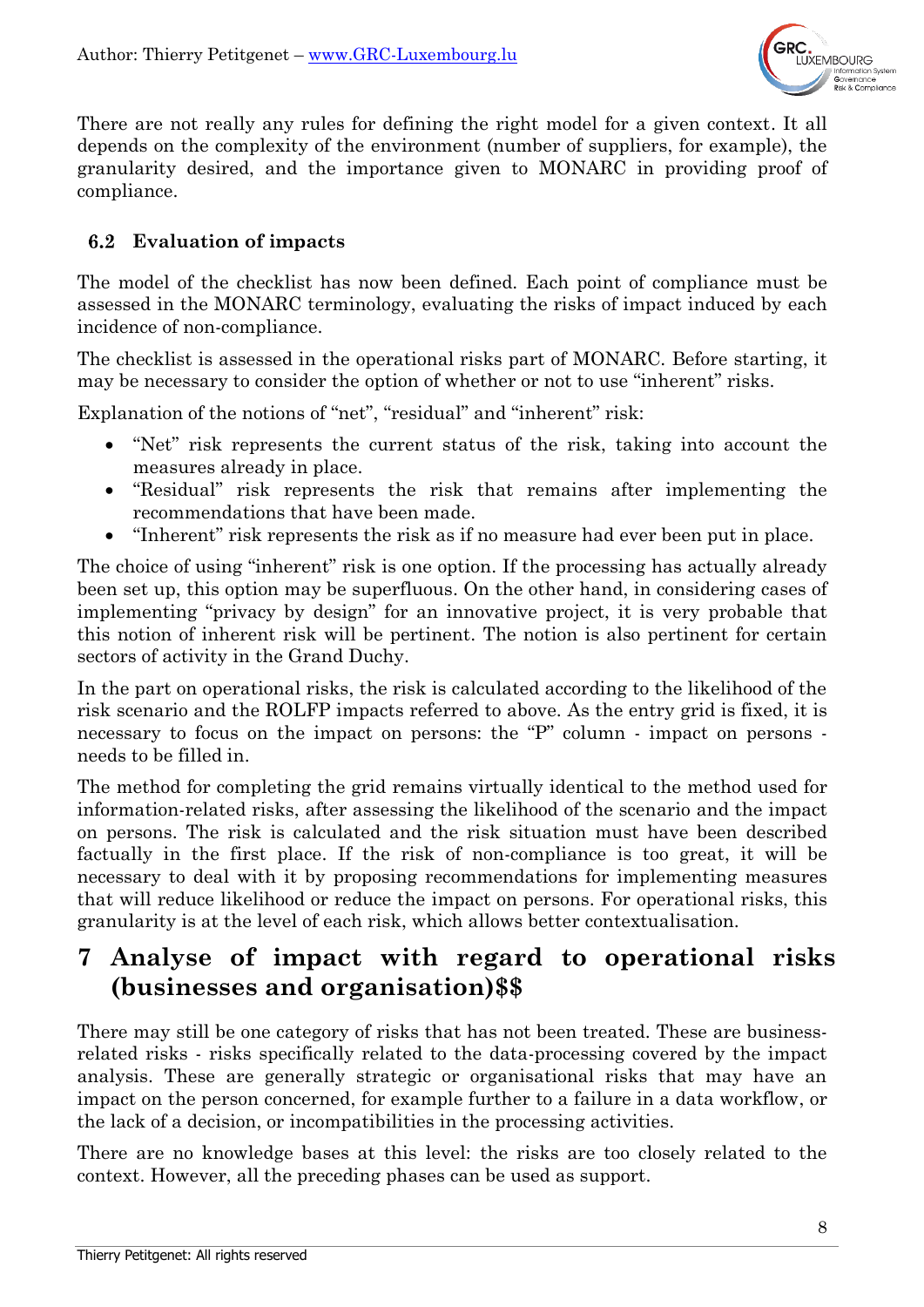There are not really any rules for defining the right model for a given context. It all depends on the complexity of the environment (number of suppliers, for example), the granularity desired, and the importance given to MONARC in providing proof of compliance.

### 6.2 Evaluation of impacts

The model of the checklist has now been defined. Each point of compliance must be assessed in the MONARC terminology, evaluating the risks of impact induced by each incidence of non-compliance.

The checklist is assessed in the operational risks part of MONARC. Before starting, it may be necessary to consider the option of whether or not to use "inherent" risks.

Explanation of the notions of "net", "residual" and "inherent" risk:

- "Net" risk represents the current status of the risk, taking into account the measures already in place.
- "Residual" risk represents the risk that remains after implementing the recommendations that have been made.
- "Inherent" risk represents the risk as if no measure had ever been put in place.

The choice of using "inherent" risk is one option. If the processing has actually already been set up, this option may be superfluous. On the other hand, in considering cases of implementing "privacy by design" for an innovative project, it is very probable that this notion of inherent risk will be pertinent. The notion is also pertinent for certain sectors of activity in the Grand Duchy.

In the part on operational risks, the risk is calculated according to the likelihood of the risk scenario and the ROLFP impacts referred to above. As the entry grid is fixed, it is necessary to focus on the impact on persons: the "P" column - impact on persons - needs to be filled in.

The method for completing the grid remains virtually identical to the method used for information-related risks, after assessing the likelihood of the scenario and the impact on persons. The risk is calculated and the risk situation must have been described factually in the first place. If the risk of non-compliance is too great, it will be necessary to deal with it by proposing recommendations for implementing measures that will reduce likelihood or reduce the impact on persons. For operational risks, this granularity is at the level of each risk, which allows better contextualisation.

## 7 Analyse of impact with regard to operational risks (businesses and organisation)$$

There may still be one category of risks that has not been treated. These are business-related risks - risks specifically related to the data-processing covered by the impact analysis. These are generally strategic or organisational risks that may have an impact on the person concerned, for example further to a failure in a data workflow, or the lack of a decision, or incompatibilities in the processing activities.

There are no knowledge bases at this level: the risks are too closely related to the context. However, all the preceding phases can be used as support.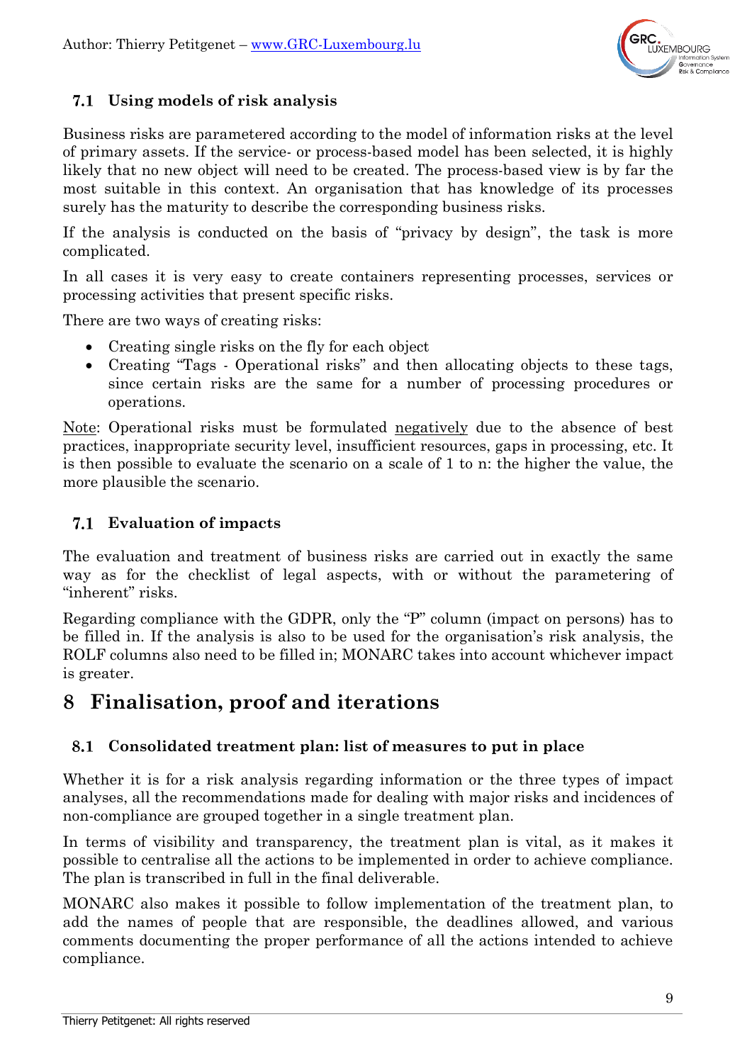### 7.1 Using models of risk analysis

Business risks are parametered according to the model of information risks at the level of primary assets. If the service- or process-based model has been selected, it is highly likely that no new object will need to be created. The process-based view is by far the most suitable in this context. An organisation that has knowledge of its processes surely has the maturity to describe the corresponding business risks.

If the analysis is conducted on the basis of "privacy by design", the task is more complicated.

In all cases it is very easy to create containers representing processes, services or processing activities that present specific risks.

There are two ways of creating risks:

- Creating single risks on the fly for each object
- Creating "Tags - Operational risks" and then allocating objects to these tags, since certain risks are the same for a number of processing procedures or operations.

Note: Operational risks must be formulated negatively due to the absence of best practices, inappropriate security level, insufficient resources, gaps in processing, etc. It is then possible to evaluate the scenario on a scale of 1 to n: the higher the value, the more plausible the scenario.

### 7.1 Evaluation of impacts

The evaluation and treatment of business risks are carried out in exactly the same way as for the checklist of legal aspects, with or without the parametering of "inherent" risks.

Regarding compliance with the GDPR, only the "P" column (impact on persons) has to be filled in. If the analysis is also to be used for the organisation's risk analysis, the ROLF columns also need to be filled in; MONARC takes into account whichever impact is greater.

## 8 Finalisation, proof and iterations

### 8.1 Consolidated treatment plan: list of measures to put in place

Whether it is for a risk analysis regarding information or the three types of impact analyses, all the recommendations made for dealing with major risks and incidences of non-compliance are grouped together in a single treatment plan.

In terms of visibility and transparency, the treatment plan is vital, as it makes it possible to centralise all the actions to be implemented in order to achieve compliance. The plan is transcribed in full in the final deliverable.

MONARC also makes it possible to follow implementation of the treatment plan, to add the names of people that are responsible, the deadlines allowed, and various comments documenting the proper performance of all the actions intended to achieve compliance.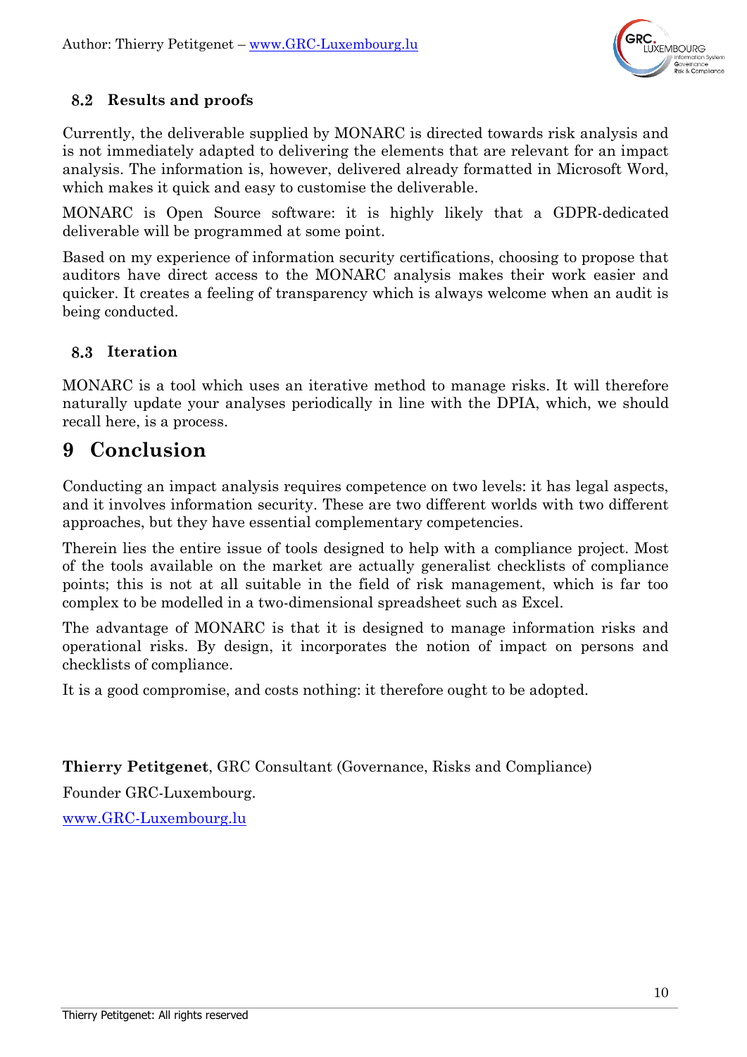## 8.2 Results and proofs

Currently, the deliverable supplied by MONARC is directed towards risk analysis and is not immediately adapted to delivering the elements that are relevant for an impact analysis. The information is, however, delivered already formatted in Microsoft Word, which makes it quick and easy to customise the deliverable.

MONARC is Open Source software: it is highly likely that a GDPR-dedicated deliverable will be programmed at some point.

Based on my experience of information security certifications, choosing to propose that auditors have direct access to the MONARC analysis makes their work easier and quicker. It creates a feeling of transparency which is always welcome when an audit is being conducted.

## 8.3 Iteration

MONARC is a tool which uses an iterative method to manage risks. It will therefore naturally update your analyses periodically in line with the DPIA, which, we should recall here, is a process.

# 9 Conclusion

Conducting an impact analysis requires competence on two levels: it has legal aspects, and it involves information security. These are two different worlds with two different approaches, but they have essential complementary competencies.

Therein lies the entire issue of tools designed to help with a compliance project. Most of the tools available on the market are actually generalist checklists of compliance points; this is not at all suitable in the field of risk management, which is far too complex to be modelled in a two-dimensional spreadsheet such as Excel.

The advantage of MONARC is that it is designed to manage information risks and operational risks. By design, it incorporates the notion of impact on persons and checklists of compliance.

It is a good compromise, and costs nothing: it therefore ought to be adopted.

**Thierry Petitgenet**, GRC Consultant (Governance, Risks and Compliance)

Founder GRC-Luxembourg.

www.GRC-Luxembourg.lu